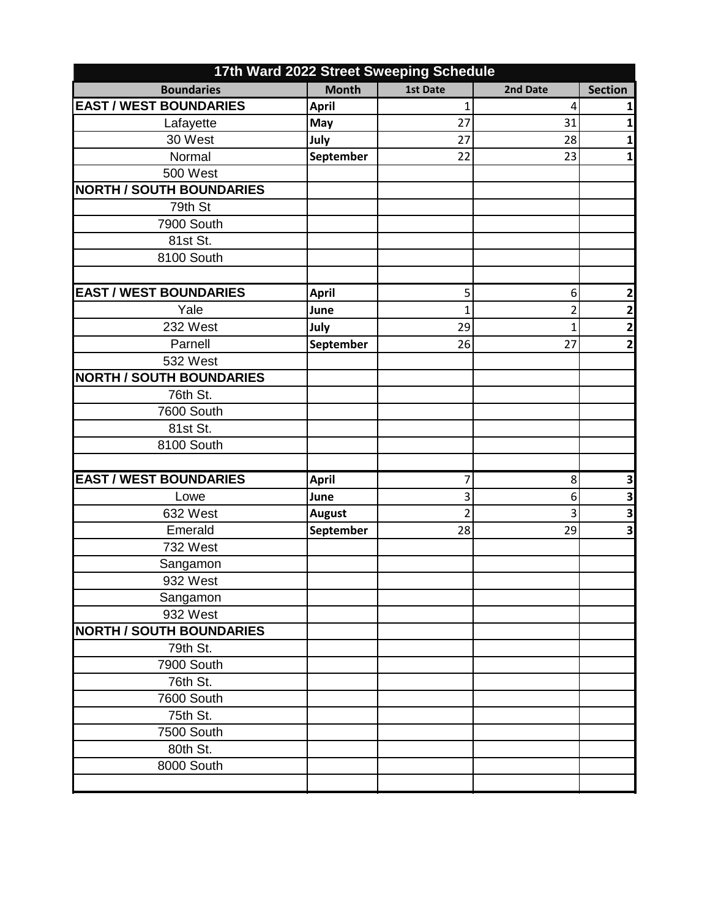| 17th Ward 2022 Street Sweeping Schedule | | | | |
|---|---|---|---|---|
| **Boundaries** | **Month** | **1st Date** | **2nd Date** | **Section** |
| **EAST / WEST BOUNDARIES** | **April** | 1 | 4 | **1** |
| Lafayette | **May** | 27 | 31 | **1** |
| 30 West | **July** | 27 | 28 | **1** |
| Normal | **September** | 22 | 23 | **1** |
| 500 West | | | | |
| **NORTH / SOUTH BOUNDARIES** | | | | |
| 79th St | | | | |
| 7900 South | | | | |
| 81st St. | | | | |
| 8100 South | | | | |
| | | | | |
| **EAST / WEST BOUNDARIES** | **April** | 5 | 6 | **2** |
| Yale | **June** | 1 | 2 | **2** |
| 232 West | **July** | 29 | 1 | **2** |
| Parnell | **September** | 26 | 27 | **2** |
| 532 West | | | | |
| **NORTH / SOUTH BOUNDARIES** | | | | |
| 76th St. | | | | |
| 7600 South | | | | |
| 81st St. | | | | |
| 8100 South | | | | |
| | | | | |
| **EAST / WEST BOUNDARIES** | **April** | 7 | 8 | **3** |
| Lowe | **June** | 3 | 6 | **3** |
| 632 West | **August** | 2 | 3 | **3** |
| Emerald | **September** | 28 | 29 | **3** |
| 732 West | | | | |
| Sangamon | | | | |
| 932 West | | | | |
| Sangamon | | | | |
| 932 West | | | | |
| **NORTH / SOUTH BOUNDARIES** | | | | |
| 79th St. | | | | |
| 7900 South | | | | |
| 76th St. | | | | |
| 7600 South | | | | |
| 75th St. | | | | |
| 7500 South | | | | |
| 80th St. | | | | |
| 8000 South | | | | |
| | | | | |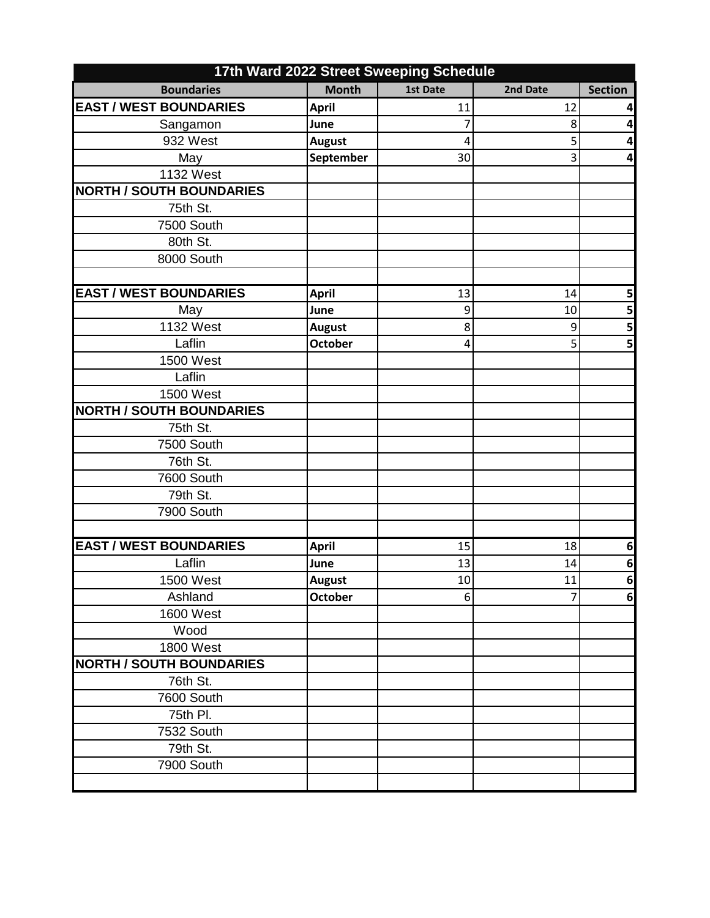| 17th Ward 2022 Street Sweeping Schedule | | | | |
|---|---|---|---|---|
| **Boundaries** | **Month** | **1st Date** | **2nd Date** | **Section** |
| **EAST / WEST BOUNDARIES** | **April** | 11 | 12 | **4** |
| Sangamon | **June** | 7 | 8 | **4** |
| 932 West | **August** | 4 | 5 | **4** |
| May | **September** | 30 | 3 | **4** |
| 1132 West | | | | |
| **NORTH / SOUTH BOUNDARIES** | | | | |
| 75th St. | | | | |
| 7500 South | | | | |
| 80th St. | | | | |
| 8000 South | | | | |
| | | | | |
| **EAST / WEST BOUNDARIES** | **April** | 13 | 14 | **5** |
| May | **June** | 9 | 10 | **5** |
| 1132 West | **August** | 8 | 9 | **5** |
| Laflin | **October** | 4 | 5 | **5** |
| 1500 West | | | | |
| Laflin | | | | |
| 1500 West | | | | |
| **NORTH / SOUTH BOUNDARIES** | | | | |
| 75th St. | | | | |
| 7500 South | | | | |
| 76th St. | | | | |
| 7600 South | | | | |
| 79th St. | | | | |
| 7900 South | | | | |
| | | | | |
| **EAST / WEST BOUNDARIES** | **April** | 15 | 18 | **6** |
| Laflin | **June** | 13 | 14 | **6** |
| 1500 West | **August** | 10 | 11 | **6** |
| Ashland | **October** | 6 | 7 | **6** |
| 1600 West | | | | |
| Wood | | | | |
| 1800 West | | | | |
| **NORTH / SOUTH BOUNDARIES** | | | | |
| 76th St. | | | | |
| 7600 South | | | | |
| 75th Pl. | | | | |
| 7532 South | | | | |
| 79th St. | | | | |
| 7900 South | | | | |
| | | | | |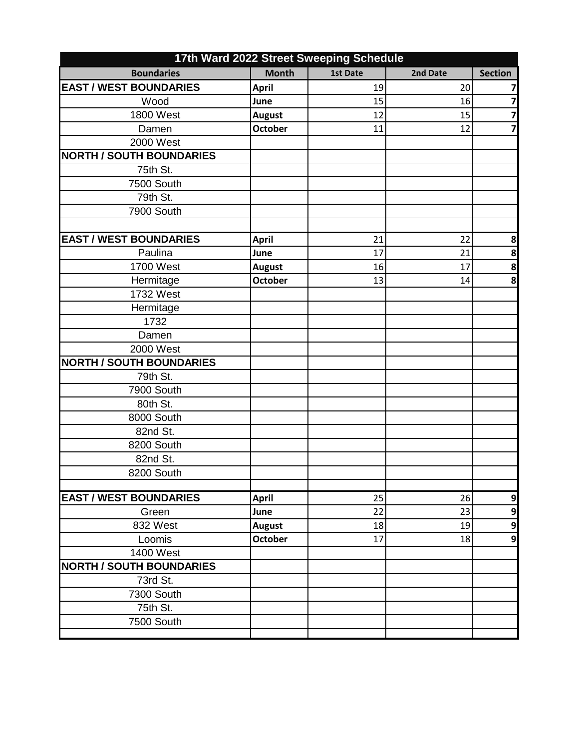| 17th Ward 2022 Street Sweeping Schedule | | | | |
|---|---|---|---|---|
| **Boundaries** | **Month** | **1st Date** | **2nd Date** | **Section** |
| **EAST / WEST BOUNDARIES** | **April** | 19 | 20 | **7** |
| Wood | **June** | 15 | 16 | **7** |
| 1800 West | **August** | 12 | 15 | **7** |
| Damen | **October** | 11 | 12 | **7** |
| 2000 West | | | | |
| **NORTH / SOUTH BOUNDARIES** | | | | |
| 75th St. | | | | |
| 7500 South | | | | |
| 79th St. | | | | |
| 7900 South | | | | |
| | | | | |
| **EAST / WEST BOUNDARIES** | **April** | 21 | 22 | **8** |
| Paulina | **June** | 17 | 21 | **8** |
| 1700 West | **August** | 16 | 17 | **8** |
| Hermitage | **October** | 13 | 14 | **8** |
| 1732 West | | | | |
| Hermitage | | | | |
| 1732 | | | | |
| Damen | | | | |
| 2000 West | | | | |
| **NORTH / SOUTH BOUNDARIES** | | | | |
| 79th St. | | | | |
| 7900 South | | | | |
| 80th St. | | | | |
| 8000 South | | | | |
| 82nd St. | | | | |
| 8200 South | | | | |
| 82nd St. | | | | |
| 8200 South | | | | |
| | | | | |
| **EAST / WEST BOUNDARIES** | **April** | 25 | 26 | **9** |
| Green | **June** | 22 | 23 | **9** |
| 832 West | **August** | 18 | 19 | **9** |
| Loomis | **October** | 17 | 18 | **9** |
| 1400 West | | | | |
| **NORTH / SOUTH BOUNDARIES** | | | | |
| 73rd St. | | | | |
| 7300 South | | | | |
| 75th St. | | | | |
| 7500 South | | | | |
| | | | | |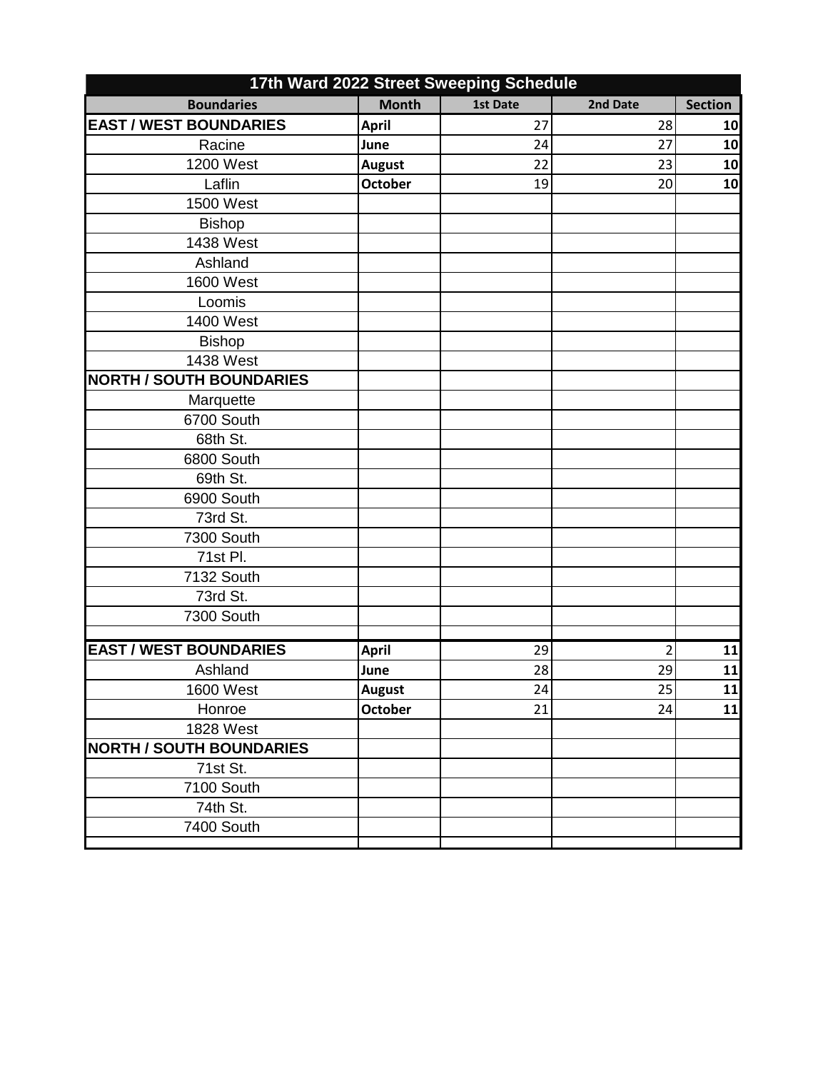| 17th Ward 2022 Street Sweeping Schedule | | | | |
|---|---|---|---|---|
| **Boundaries** | **Month** | **1st Date** | **2nd Date** | **Section** |
| **EAST / WEST BOUNDARIES** | **April** | 27 | 28 | **10** |
| Racine | **June** | 24 | 27 | **10** |
| 1200 West | **August** | 22 | 23 | **10** |
| Laflin | **October** | 19 | 20 | **10** |
| 1500 West | | | | |
| Bishop | | | | |
| 1438 West | | | | |
| Ashland | | | | |
| 1600 West | | | | |
| Loomis | | | | |
| 1400 West | | | | |
| Bishop | | | | |
| 1438 West | | | | |
| **NORTH / SOUTH BOUNDARIES** | | | | |
| Marquette | | | | |
| 6700 South | | | | |
| 68th St. | | | | |
| 6800 South | | | | |
| 69th St. | | | | |
| 6900 South | | | | |
| 73rd St. | | | | |
| 7300 South | | | | |
| 71st Pl. | | | | |
| 7132 South | | | | |
| 73rd St. | | | | |
| 7300 South | | | | |
| | | | | |
| **EAST / WEST BOUNDARIES** | **April** | 29 | 2 | **11** |
| Ashland | **June** | 28 | 29 | **11** |
| 1600 West | **August** | 24 | 25 | **11** |
| Honroe | **October** | 21 | 24 | **11** |
| 1828 West | | | | |
| **NORTH / SOUTH BOUNDARIES** | | | | |
| 71st St. | | | | |
| 7100 South | | | | |
| 74th St. | | | | |
| 7400 South | | | | |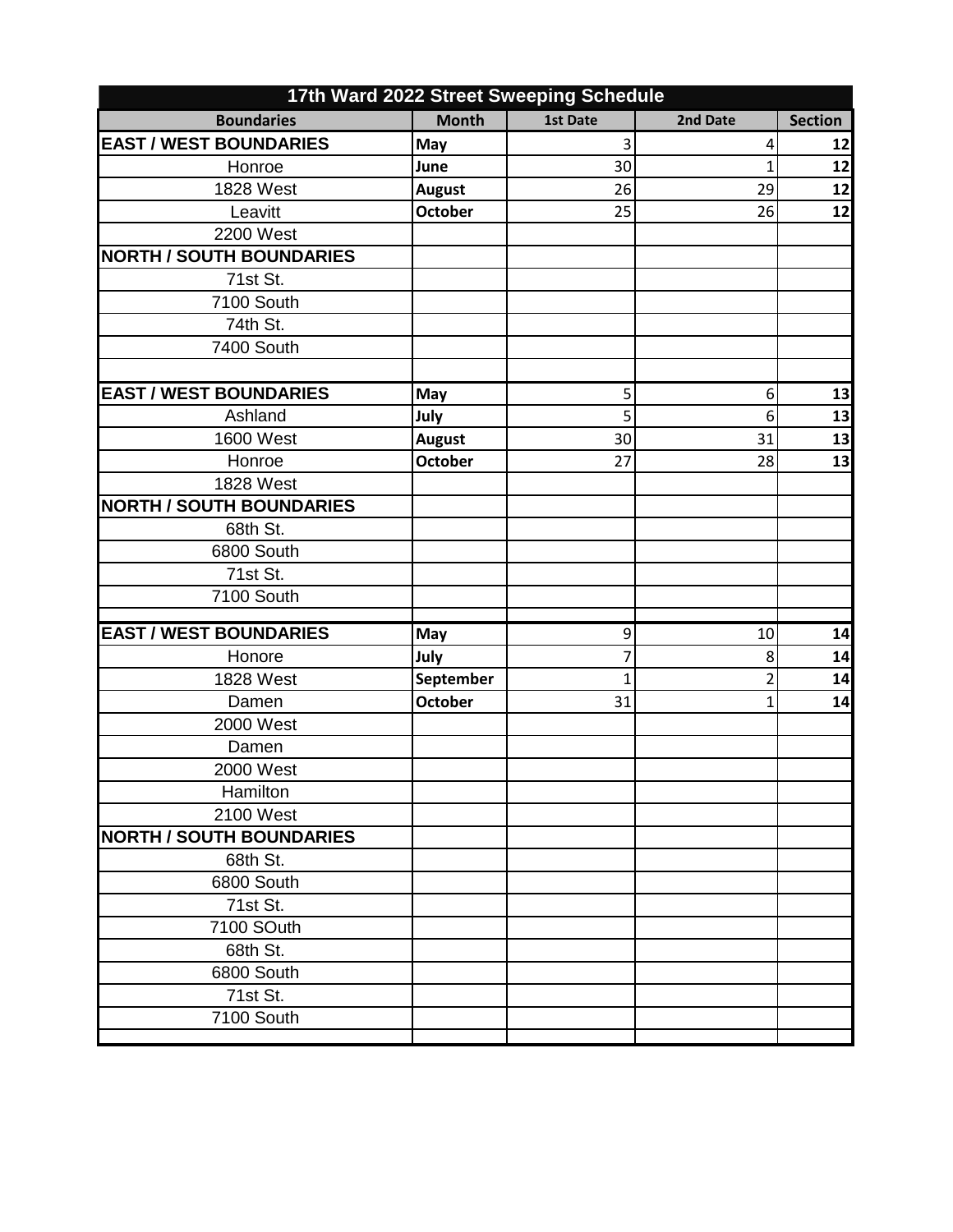| 17th Ward 2022 Street Sweeping Schedule | | | | |
|---|---|---|---|---|
| **Boundaries** | **Month** | **1st Date** | **2nd Date** | **Section** |
| **EAST / WEST BOUNDARIES** | **May** | 3 | 4 | **12** |
| Honroe | **June** | 30 | 1 | **12** |
| 1828 West | **August** | 26 | 29 | **12** |
| Leavitt | **October** | 25 | 26 | **12** |
| 2200 West | | | | |
| **NORTH / SOUTH BOUNDARIES** | | | | |
| 71st St. | | | | |
| 7100 South | | | | |
| 74th St. | | | | |
| 7400 South | | | | |
| | | | | |
| **EAST / WEST BOUNDARIES** | **May** | 5 | 6 | **13** |
| Ashland | **July** | 5 | 6 | **13** |
| 1600 West | **August** | 30 | 31 | **13** |
| Honroe | **October** | 27 | 28 | **13** |
| 1828 West | | | | |
| **NORTH / SOUTH BOUNDARIES** | | | | |
| 68th St. | | | | |
| 6800 South | | | | |
| 71st St. | | | | |
| 7100 South | | | | |
| | | | | |
| **EAST / WEST BOUNDARIES** | **May** | 9 | 10 | **14** |
| Honore | **July** | 7 | 8 | **14** |
| 1828 West | **September** | 1 | 2 | **14** |
| Damen | **October** | 31 | 1 | **14** |
| 2000 West | | | | |
| Damen | | | | |
| 2000 West | | | | |
| Hamilton | | | | |
| 2100 West | | | | |
| **NORTH / SOUTH BOUNDARIES** | | | | |
| 68th St. | | | | |
| 6800 South | | | | |
| 71st St. | | | | |
| 7100 SOuth | | | | |
| 68th St. | | | | |
| 6800 South | | | | |
| 71st St. | | | | |
| 7100 South | | | | |
| | | | | |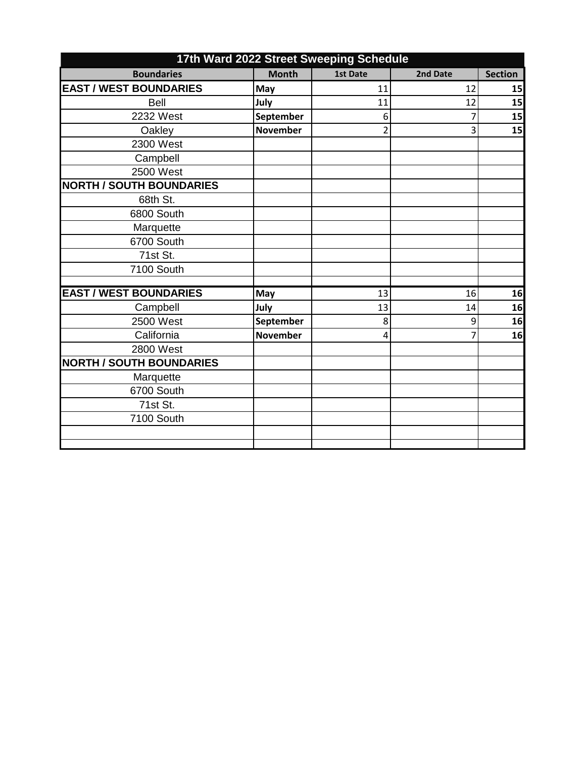| 17th Ward 2022 Street Sweeping Schedule | | | | |
|---|---|---|---|---|
| **Boundaries** | **Month** | **1st Date** | **2nd Date** | **Section** |
| **EAST / WEST BOUNDARIES** | **May** | 11 | 12 | **15** |
| Bell | **July** | 11 | 12 | **15** |
| 2232 West | **September** | 6 | 7 | **15** |
| Oakley | **November** | 2 | 3 | **15** |
| 2300 West | | | | |
| Campbell | | | | |
| 2500 West | | | | |
| **NORTH / SOUTH BOUNDARIES** | | | | |
| 68th St. | | | | |
| 6800 South | | | | |
| Marquette | | | | |
| 6700 South | | | | |
| 71st St. | | | | |
| 7100 South | | | | |
| | | | | |
| **EAST / WEST BOUNDARIES** | **May** | 13 | 16 | **16** |
| Campbell | **July** | 13 | 14 | **16** |
| 2500 West | **September** | 8 | 9 | **16** |
| California | **November** | 4 | 7 | **16** |
| 2800 West | | | | |
| **NORTH / SOUTH BOUNDARIES** | | | | |
| Marquette | | | | |
| 6700 South | | | | |
| 71st St. | | | | |
| 7100 South | | | | |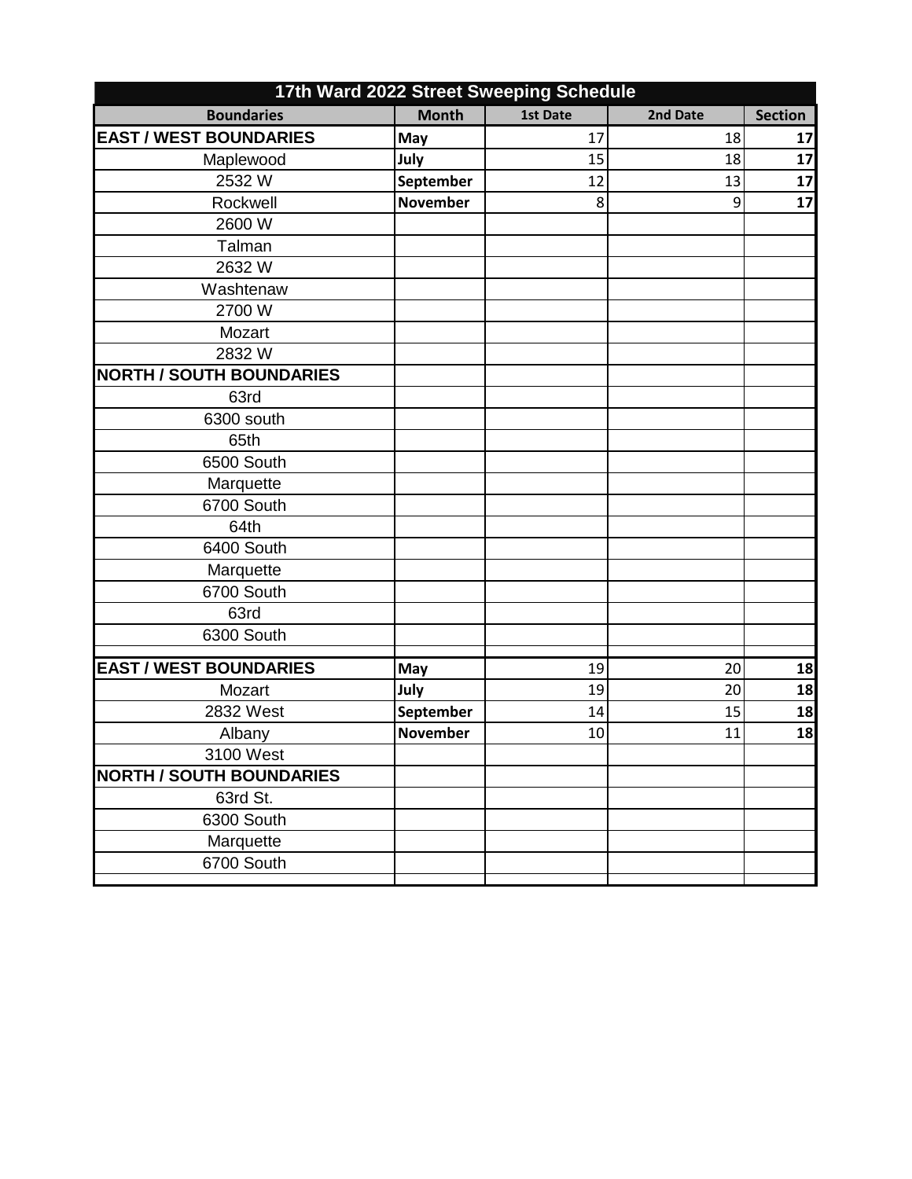| 17th Ward 2022 Street Sweeping Schedule | | | | |
|---|---|---|---|---|
| **Boundaries** | **Month** | **1st Date** | **2nd Date** | **Section** |
| **EAST / WEST BOUNDARIES** | **May** | 17 | 18 | **17** |
| Maplewood | **July** | 15 | 18 | **17** |
| 2532 W | **September** | 12 | 13 | **17** |
| Rockwell | **November** | 8 | 9 | **17** |
| 2600 W | | | | |
| Talman | | | | |
| 2632 W | | | | |
| Washtenaw | | | | |
| 2700 W | | | | |
| Mozart | | | | |
| 2832 W | | | | |
| **NORTH / SOUTH BOUNDARIES** | | | | |
| 63rd | | | | |
| 6300 south | | | | |
| 65th | | | | |
| 6500 South | | | | |
| Marquette | | | | |
| 6700 South | | | | |
| 64th | | | | |
| 6400 South | | | | |
| Marquette | | | | |
| 6700 South | | | | |
| 63rd | | | | |
| 6300 South | | | | |
| | | | | |
| **EAST / WEST BOUNDARIES** | **May** | 19 | 20 | **18** |
| Mozart | **July** | 19 | 20 | **18** |
| 2832 West | **September** | 14 | 15 | **18** |
| Albany | **November** | 10 | 11 | **18** |
| 3100 West | | | | |
| **NORTH / SOUTH BOUNDARIES** | | | | |
| 63rd St. | | | | |
| 6300 South | | | | |
| Marquette | | | | |
| 6700 South | | | | |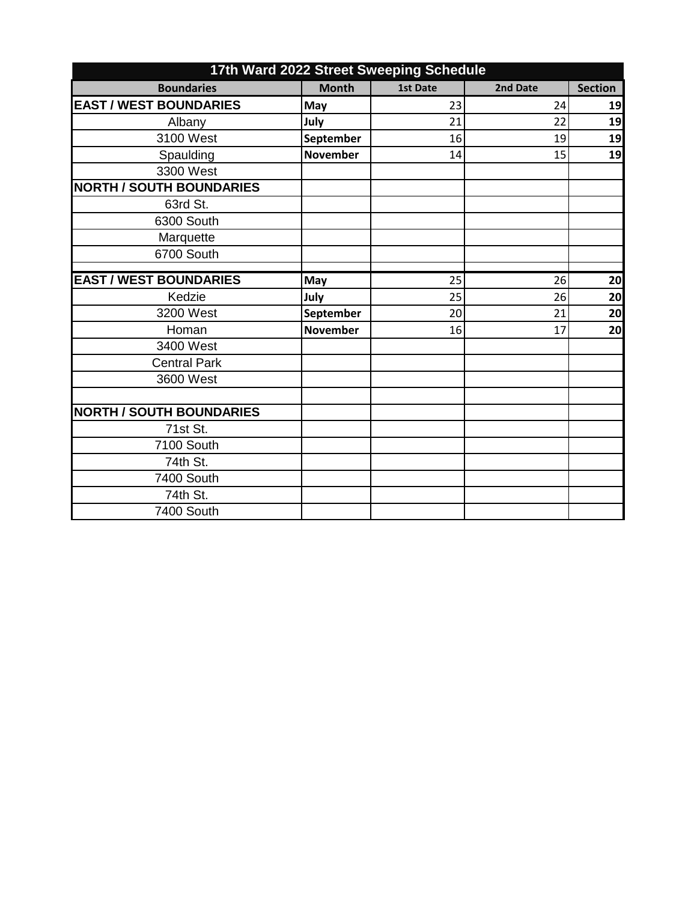| 17th Ward 2022 Street Sweeping Schedule | | | | |
|---|---|---|---|---|
| **Boundaries** | **Month** | **1st Date** | **2nd Date** | **Section** |
| **EAST / WEST BOUNDARIES** | **May** | 23 | 24 | **19** |
| Albany | **July** | 21 | 22 | **19** |
| 3100 West | **September** | 16 | 19 | **19** |
| Spaulding | **November** | 14 | 15 | **19** |
| 3300 West | | | | |
| **NORTH / SOUTH BOUNDARIES** | | | | |
| 63rd St. | | | | |
| 6300 South | | | | |
| Marquette | | | | |
| 6700 South | | | | |
| | | | | |
| **EAST / WEST BOUNDARIES** | **May** | 25 | 26 | **20** |
| Kedzie | **July** | 25 | 26 | **20** |
| 3200 West | **September** | 20 | 21 | **20** |
| Homan | **November** | 16 | 17 | **20** |
| 3400 West | | | | |
| Central Park | | | | |
| 3600 West | | | | |
| | | | | |
| **NORTH / SOUTH BOUNDARIES** | | | | |
| 71st St. | | | | |
| 7100 South | | | | |
| 74th St. | | | | |
| 7400 South | | | | |
| 74th St. | | | | |
| 7400 South | | | | |